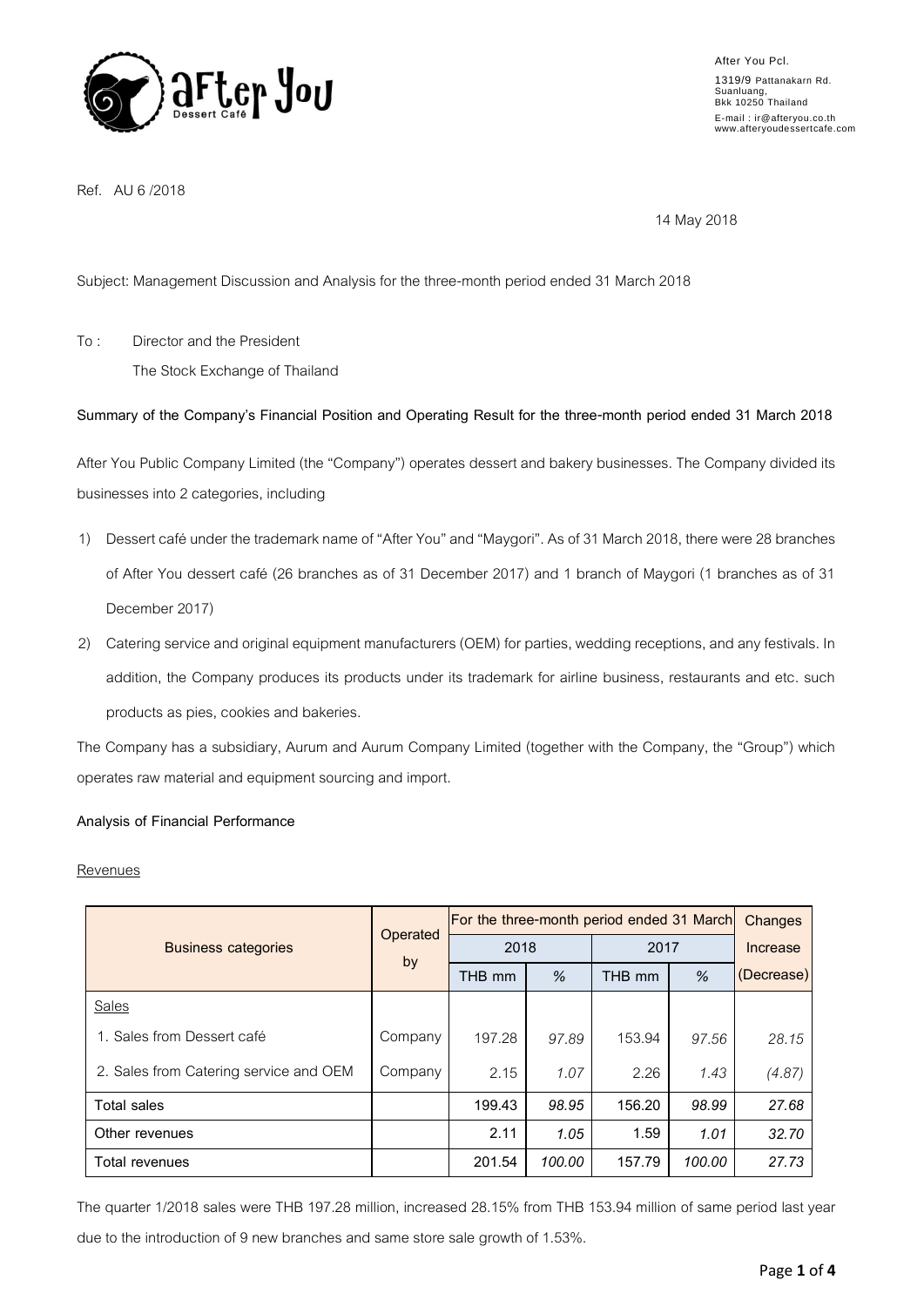After You Pcl.
1319/9 Pattanakarn Rd.
Suanluang,
Bkk 10250 Thailand
E-mail : ir@afteryou.co.th
www.afteryoudessertcafe.com

Ref. AU 6 /2018

14 May 2018

Subject: Management Discussion and Analysis for the three-month period ended 31 March 2018

To : Director and the President
The Stock Exchange of Thailand

**Summary of the Company's Financial Position and Operating Result for the three-month period ended 31 March 2018**

After You Public Company Limited (the "Company") operates dessert and bakery businesses. The Company divided its businesses into 2 categories, including

1) Dessert café under the trademark name of "After You" and "Maygori". As of 31 March 2018, there were 28 branches of After You dessert café (26 branches as of 31 December 2017) and 1 branch of Maygori (1 branches as of 31 December 2017)
2) Catering service and original equipment manufacturers (OEM) for parties, wedding receptions, and any festivals. In addition, the Company produces its products under its trademark for airline business, restaurants and etc. such products as pies, cookies and bakeries.

The Company has a subsidiary, Aurum and Aurum Company Limited (together with the Company, the "Group") which operates raw material and equipment sourcing and import.

**Analysis of Financial Performance**

Revenues

| Business categories | Operated by | For the three-month period ended 31 March | | | | Changes Increase (Decrease) |
|---|---|---|---|---|---|---|
| | | 2018 | | 2017 | | |
| | | THB mm | % | THB mm | % | |
| Sales | | | | | | |
| 1. Sales from Dessert café | Company | 197.28 | *97.89* | 153.94 | *97.56* | *28.15* |
| 2. Sales from Catering service and OEM | Company | 2.15 | *1.07* | 2.26 | *1.43* | *(4.87)* |
| Total sales | | 199.43 | *98.95* | 156.20 | *98.99* | *27.68* |
| Other revenues | | 2.11 | *1.05* | 1.59 | *1.01* | *32.70* |
| Total revenues | | 201.54 | *100.00* | 157.79 | *100.00* | *27.73* |

The quarter 1/2018 sales were THB 197.28 million, increased 28.15% from THB 153.94 million of same period last year due to the introduction of 9 new branches and same store sale growth of 1.53%.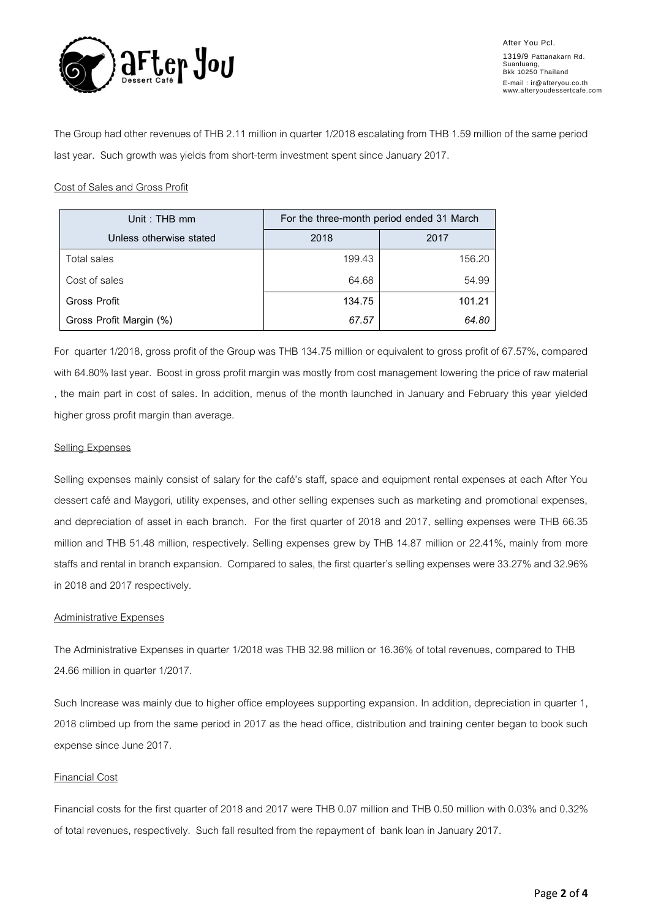The Group had other revenues of THB 2.11 million in quarter 1/2018 escalating from THB 1.59 million of the same period last year. Such growth was yields from short-term investment spent since January 2017.

Cost of Sales and Gross Profit

| Unit : THB mm | For the three-month period ended 31 March | |
|---|---|---|
| Unless otherwise stated | 2018 | 2017 |
| Total sales | 199.43 | 156.20 |
| Cost of sales | 64.68 | 54.99 |
| **Gross Profit** | **134.75** | **101.21** |
| **Gross Profit Margin (%)** | ***67.57*** | ***64.80*** |

For quarter 1/2018, gross profit of the Group was THB 134.75 million or equivalent to gross profit of 67.57%, compared with 64.80% last year. Boost in gross profit margin was mostly from cost management lowering the price of raw material , the main part in cost of sales. In addition, menus of the month launched in January and February this year yielded higher gross profit margin than average.

Selling Expenses

Selling expenses mainly consist of salary for the café's staff, space and equipment rental expenses at each After You dessert café and Maygori, utility expenses, and other selling expenses such as marketing and promotional expenses, and depreciation of asset in each branch. For the first quarter of 2018 and 2017, selling expenses were THB 66.35 million and THB 51.48 million, respectively. Selling expenses grew by THB 14.87 million or 22.41%, mainly from more staffs and rental in branch expansion. Compared to sales, the first quarter's selling expenses were 33.27% and 32.96% in 2018 and 2017 respectively.

Administrative Expenses

The Administrative Expenses in quarter 1/2018 was THB 32.98 million or 16.36% of total revenues, compared to THB 24.66 million in quarter 1/2017.

Such Increase was mainly due to higher office employees supporting expansion. In addition, depreciation in quarter 1, 2018 climbed up from the same period in 2017 as the head office, distribution and training center began to book such expense since June 2017.

Financial Cost

Financial costs for the first quarter of 2018 and 2017 were THB 0.07 million and THB 0.50 million with 0.03% and 0.32% of total revenues, respectively. Such fall resulted from the repayment of bank loan in January 2017.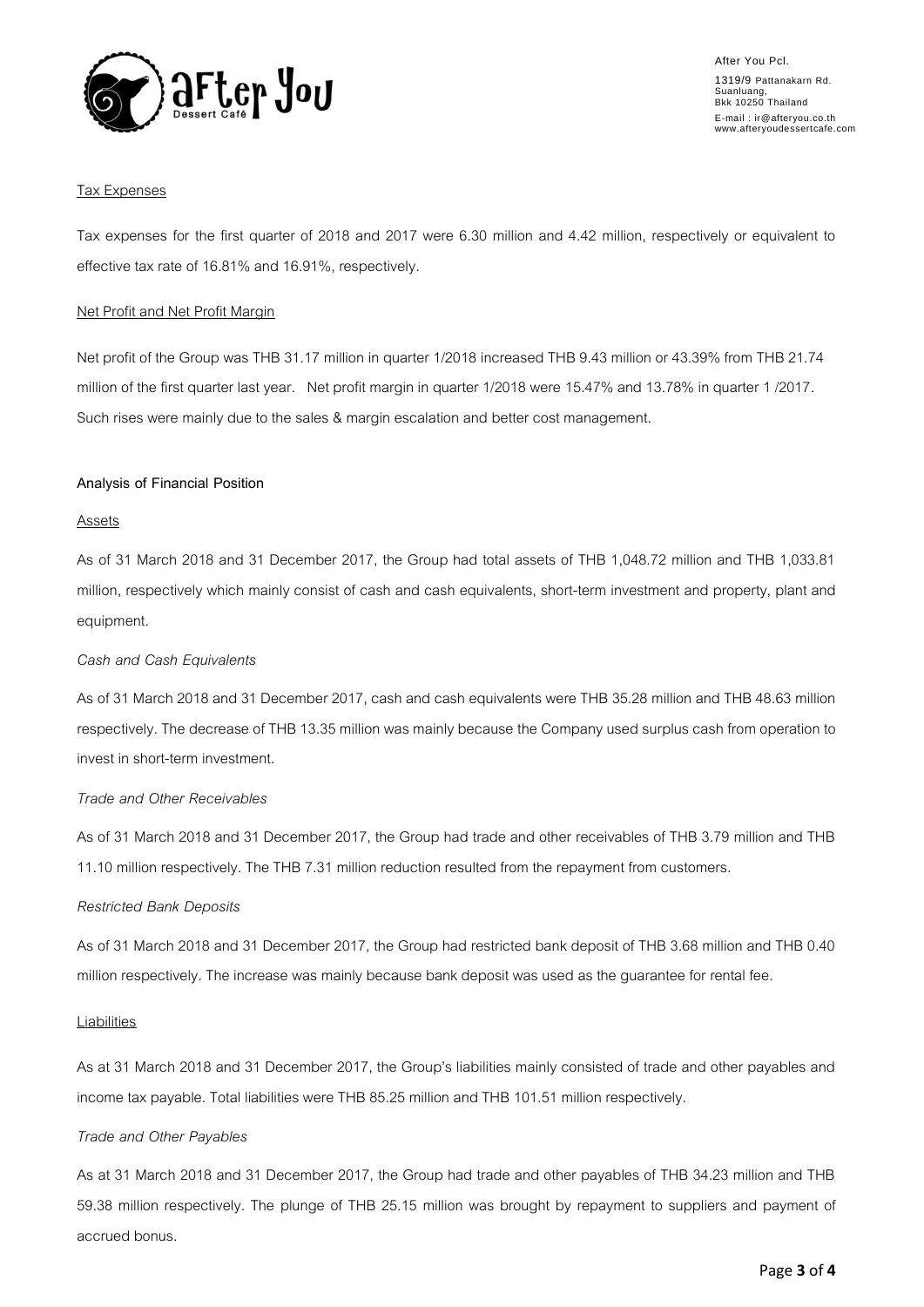### Tax Expenses

Tax expenses for the first quarter of 2018 and 2017 were 6.30 million and 4.42 million, respectively or equivalent to effective tax rate of 16.81% and 16.91%, respectively.

### Net Profit and Net Profit Margin

Net profit of the Group was THB 31.17 million in quarter 1/2018 increased THB 9.43 million or 43.39% from THB 21.74 million of the first quarter last year. Net profit margin in quarter 1/2018 were 15.47% and 13.78% in quarter 1 /2017. Such rises were mainly due to the sales & margin escalation and better cost management.

## Analysis of Financial Position

### Assets

As of 31 March 2018 and 31 December 2017, the Group had total assets of THB 1,048.72 million and THB 1,033.81 million, respectively which mainly consist of cash and cash equivalents, short-term investment and property, plant and equipment.

*Cash and Cash Equivalents*

As of 31 March 2018 and 31 December 2017, cash and cash equivalents were THB 35.28 million and THB 48.63 million respectively. The decrease of THB 13.35 million was mainly because the Company used surplus cash from operation to invest in short-term investment.

*Trade and Other Receivables*

As of 31 March 2018 and 31 December 2017, the Group had trade and other receivables of THB 3.79 million and THB 11.10 million respectively. The THB 7.31 million reduction resulted from the repayment from customers.

*Restricted Bank Deposits*

As of 31 March 2018 and 31 December 2017, the Group had restricted bank deposit of THB 3.68 million and THB 0.40 million respectively. The increase was mainly because bank deposit was used as the guarantee for rental fee.

### Liabilities

As at 31 March 2018 and 31 December 2017, the Group's liabilities mainly consisted of trade and other payables and income tax payable. Total liabilities were THB 85.25 million and THB 101.51 million respectively.

*Trade and Other Payables*

As at 31 March 2018 and 31 December 2017, the Group had trade and other payables of THB 34.23 million and THB 59.38 million respectively. The plunge of THB 25.15 million was brought by repayment to suppliers and payment of accrued bonus.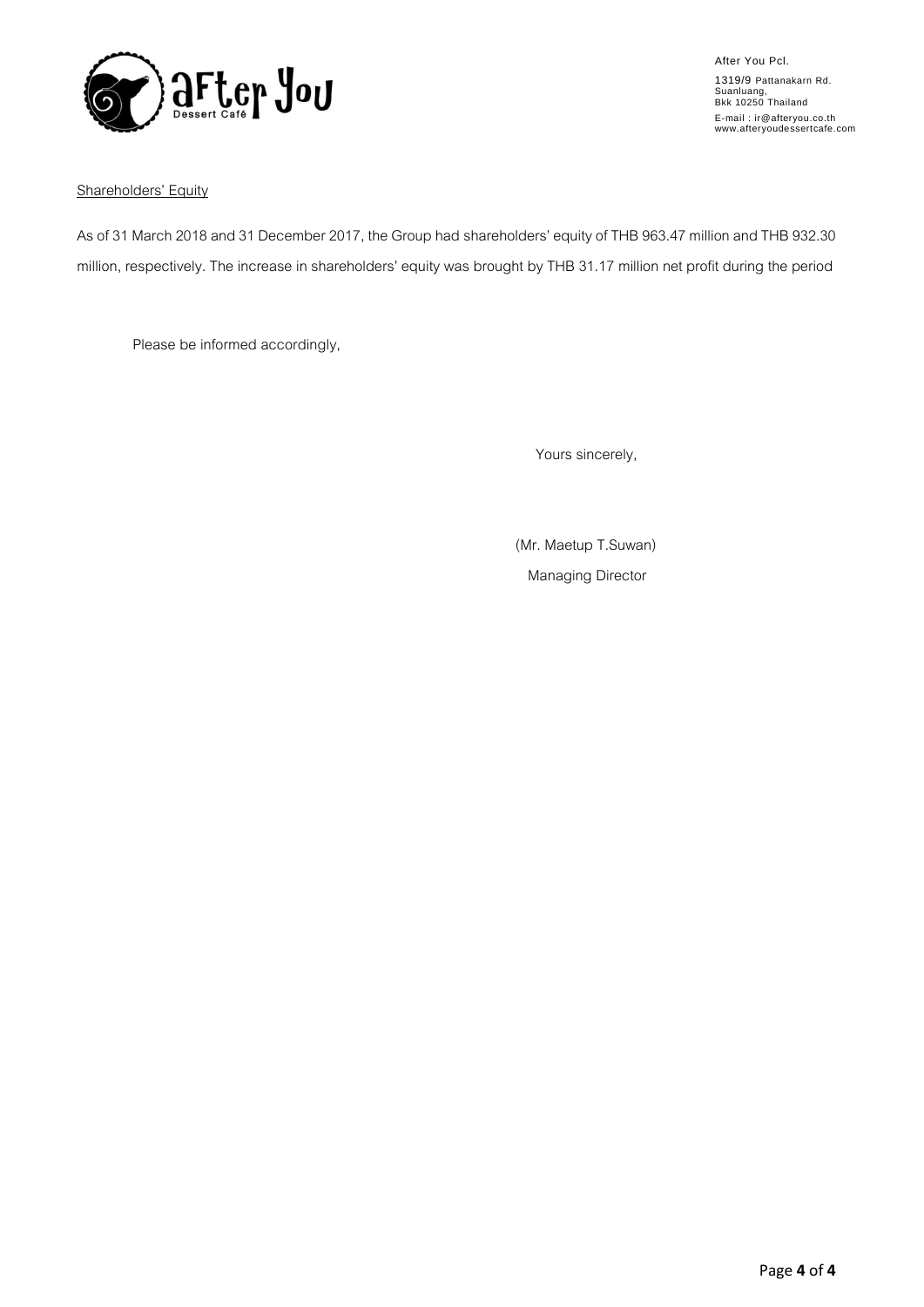Shareholders' Equity

As of 31 March 2018 and 31 December 2017, the Group had shareholders' equity of THB 963.47 million and THB 932.30 million, respectively. The increase in shareholders' equity was brought by THB 31.17 million net profit during the period

Please be informed accordingly,

Yours sincerely,

(Mr. Maetup T.Suwan)

Managing Director